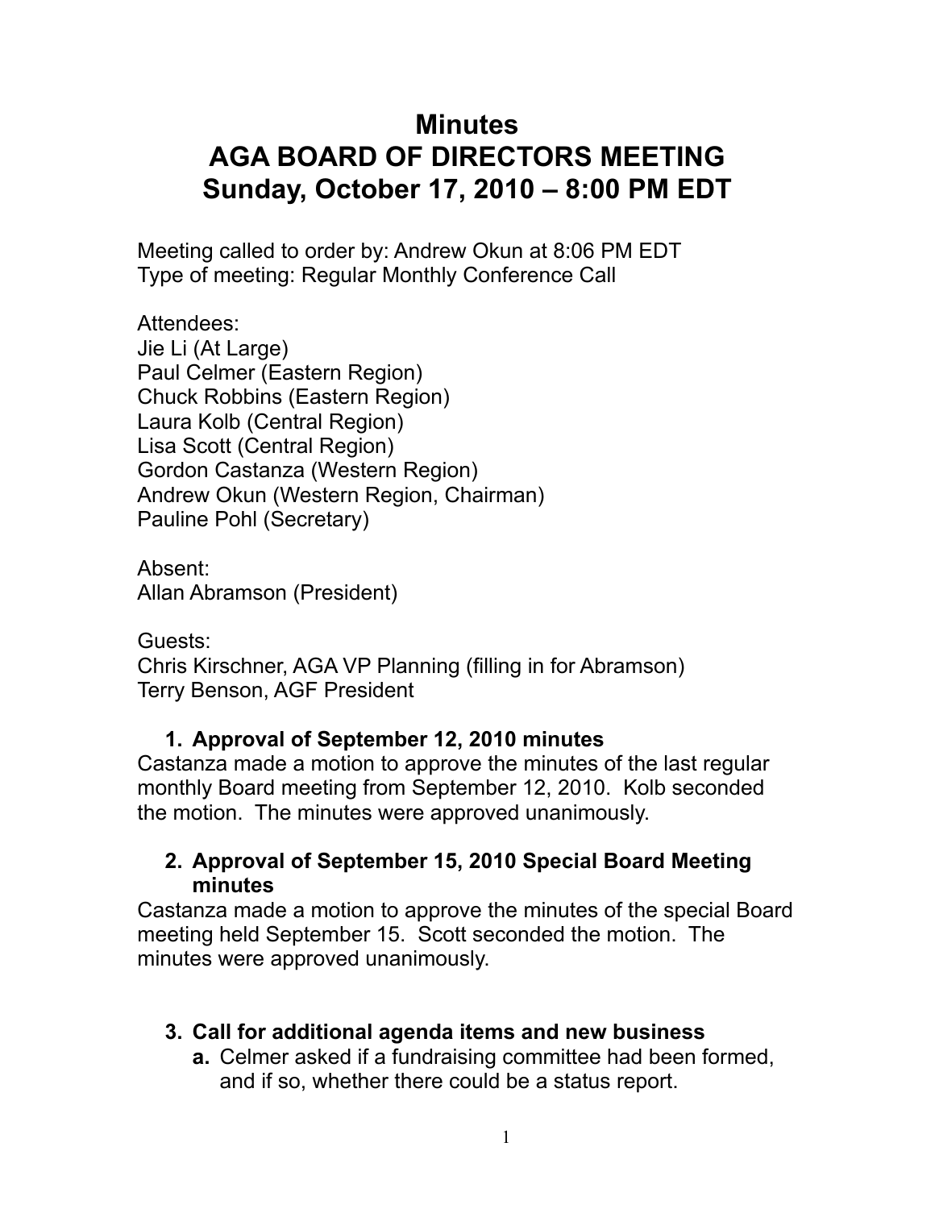# Minutes
# AGA BOARD OF DIRECTORS MEETING
# Sunday, October 17, 2010 – 8:00 PM EDT

Meeting called to order by: Andrew Okun at 8:06 PM EDT
Type of meeting: Regular Monthly Conference Call

Attendees:
Jie Li (At Large)
Paul Celmer (Eastern Region)
Chuck Robbins (Eastern Region)
Laura Kolb (Central Region)
Lisa Scott (Central Region)
Gordon Castanza (Western Region)
Andrew Okun (Western Region, Chairman)
Pauline Pohl (Secretary)

Absent:
Allan Abramson (President)

Guests:
Chris Kirschner, AGA VP Planning (filling in for Abramson)
Terry Benson, AGF President

1. **Approval of September 12, 2010 minutes**

Castanza made a motion to approve the minutes of the last regular monthly Board meeting from September 12, 2010. Kolb seconded the motion. The minutes were approved unanimously.

2. **Approval of September 15, 2010 Special Board Meeting minutes**

Castanza made a motion to approve the minutes of the special Board meeting held September 15. Scott seconded the motion. The minutes were approved unanimously.

3. **Call for additional agenda items and new business**
   - **a.** Celmer asked if a fundraising committee had been formed, and if so, whether there could be a status report.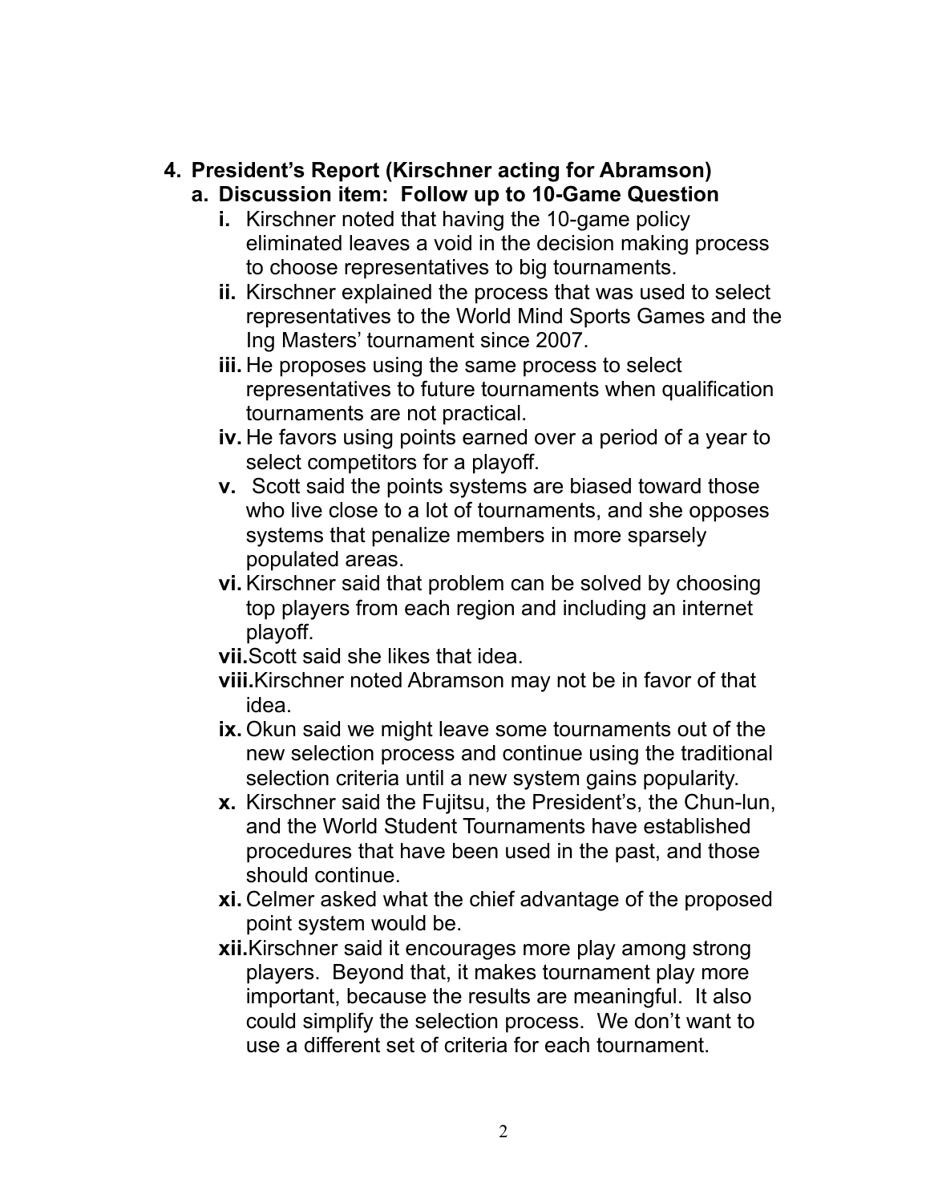4. **President's Report (Kirschner acting for Abramson)**
    a. **Discussion item: Follow up to 10-Game Question**
        i. Kirschner noted that having the 10-game policy eliminated leaves a void in the decision making process to choose representatives to big tournaments.
        ii. Kirschner explained the process that was used to select representatives to the World Mind Sports Games and the Ing Masters' tournament since 2007.
        iii. He proposes using the same process to select representatives to future tournaments when qualification tournaments are not practical.
        iv. He favors using points earned over a period of a year to select competitors for a playoff.
        v. Scott said the points systems are biased toward those who live close to a lot of tournaments, and she opposes systems that penalize members in more sparsely populated areas.
        vi. Kirschner said that problem can be solved by choosing top players from each region and including an internet playoff.
        vii. Scott said she likes that idea.
        viii. Kirschner noted Abramson may not be in favor of that idea.
        ix. Okun said we might leave some tournaments out of the new selection process and continue using the traditional selection criteria until a new system gains popularity.
        x. Kirschner said the Fujitsu, the President's, the Chun-lun, and the World Student Tournaments have established procedures that have been used in the past, and those should continue.
        xi. Celmer asked what the chief advantage of the proposed point system would be.
        xii. Kirschner said it encourages more play among strong players. Beyond that, it makes tournament play more important, because the results are meaningful. It also could simplify the selection process. We don't want to use a different set of criteria for each tournament.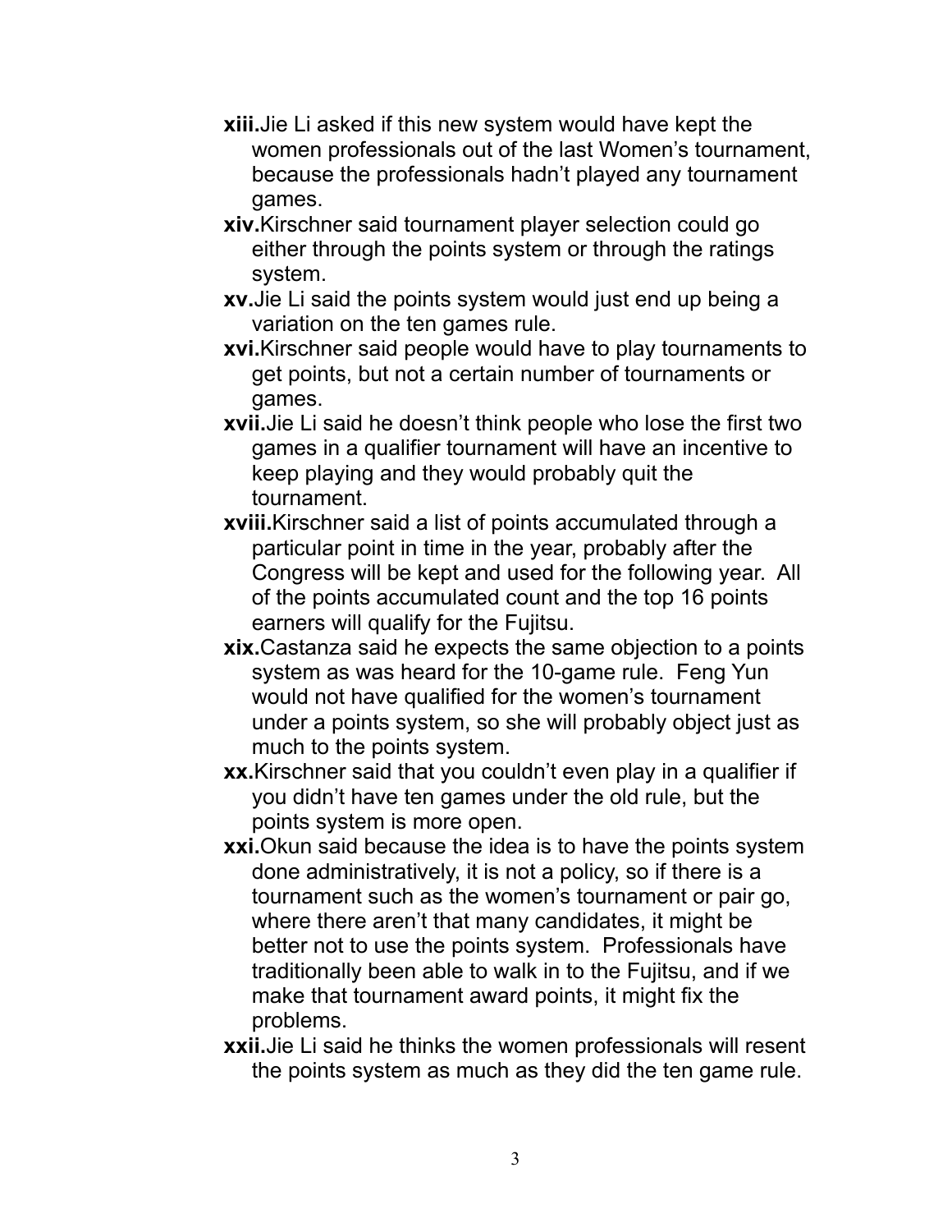**xiii.** Jie Li asked if this new system would have kept the women professionals out of the last Women's tournament, because the professionals hadn't played any tournament games.

**xiv.** Kirschner said tournament player selection could go either through the points system or through the ratings system.

**xv.** Jie Li said the points system would just end up being a variation on the ten games rule.

**xvi.** Kirschner said people would have to play tournaments to get points, but not a certain number of tournaments or games.

**xvii.** Jie Li said he doesn't think people who lose the first two games in a qualifier tournament will have an incentive to keep playing and they would probably quit the tournament.

**xviii.** Kirschner said a list of points accumulated through a particular point in time in the year, probably after the Congress will be kept and used for the following year. All of the points accumulated count and the top 16 points earners will qualify for the Fujitsu.

**xix.** Castanza said he expects the same objection to a points system as was heard for the 10-game rule. Feng Yun would not have qualified for the women's tournament under a points system, so she will probably object just as much to the points system.

**xx.** Kirschner said that you couldn't even play in a qualifier if you didn't have ten games under the old rule, but the points system is more open.

**xxi.** Okun said because the idea is to have the points system done administratively, it is not a policy, so if there is a tournament such as the women's tournament or pair go, where there aren't that many candidates, it might be better not to use the points system. Professionals have traditionally been able to walk in to the Fujitsu, and if we make that tournament award points, it might fix the problems.

**xxii.** Jie Li said he thinks the women professionals will resent the points system as much as they did the ten game rule.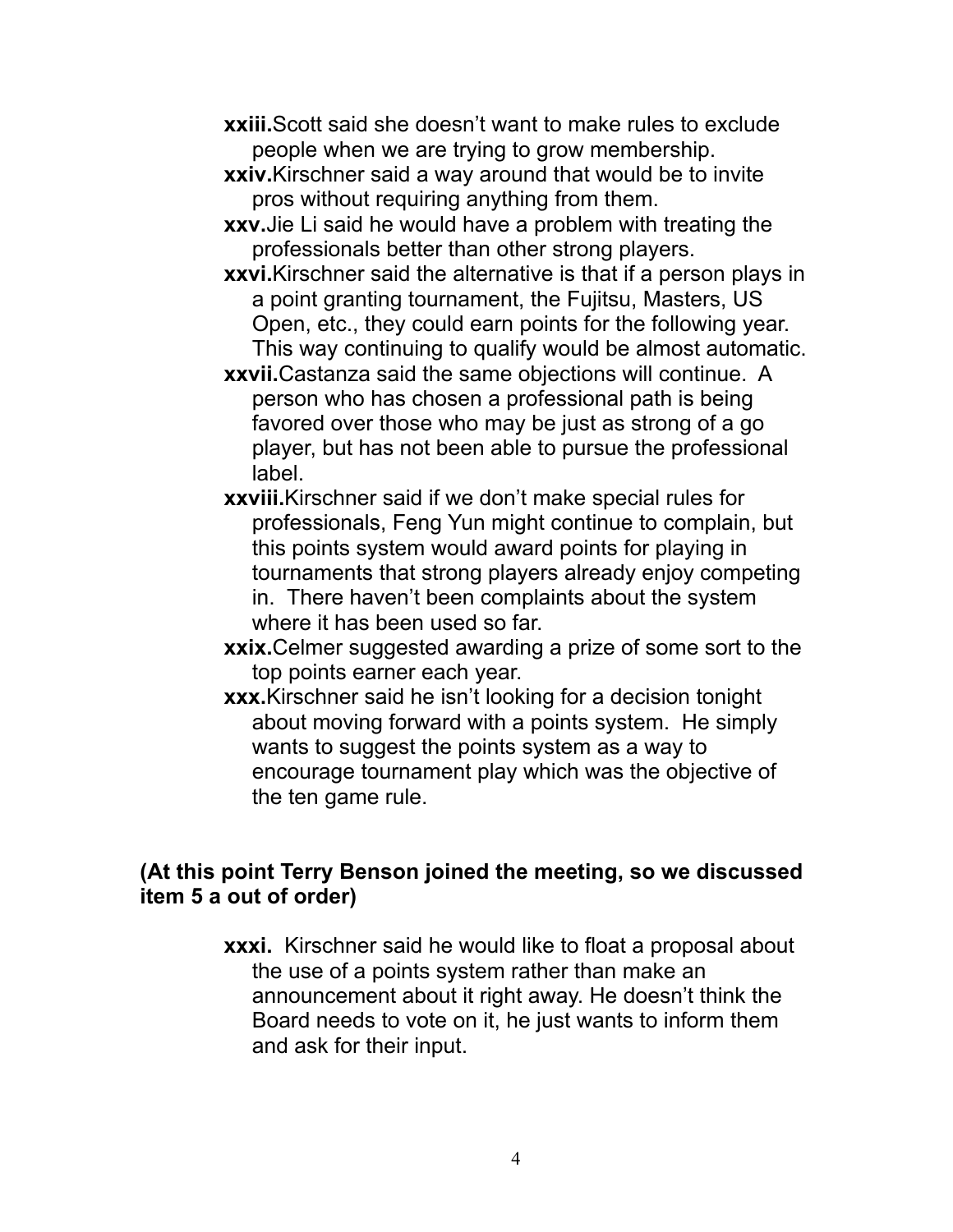**xxiii.** Scott said she doesn't want to make rules to exclude people when we are trying to grow membership.

**xxiv.** Kirschner said a way around that would be to invite pros without requiring anything from them.

**xxv.** Jie Li said he would have a problem with treating the professionals better than other strong players.

**xxvi.** Kirschner said the alternative is that if a person plays in a point granting tournament, the Fujitsu, Masters, US Open, etc., they could earn points for the following year. This way continuing to qualify would be almost automatic.

**xxvii.** Castanza said the same objections will continue. A person who has chosen a professional path is being favored over those who may be just as strong of a go player, but has not been able to pursue the professional label.

**xxviii.** Kirschner said if we don't make special rules for professionals, Feng Yun might continue to complain, but this points system would award points for playing in tournaments that strong players already enjoy competing in. There haven't been complaints about the system where it has been used so far.

**xxix.** Celmer suggested awarding a prize of some sort to the top points earner each year.

**xxx.** Kirschner said he isn't looking for a decision tonight about moving forward with a points system. He simply wants to suggest the points system as a way to encourage tournament play which was the objective of the ten game rule.

**(At this point Terry Benson joined the meeting, so we discussed item 5 a out of order)**

**xxxi.** Kirschner said he would like to float a proposal about the use of a points system rather than make an announcement about it right away. He doesn't think the Board needs to vote on it, he just wants to inform them and ask for their input.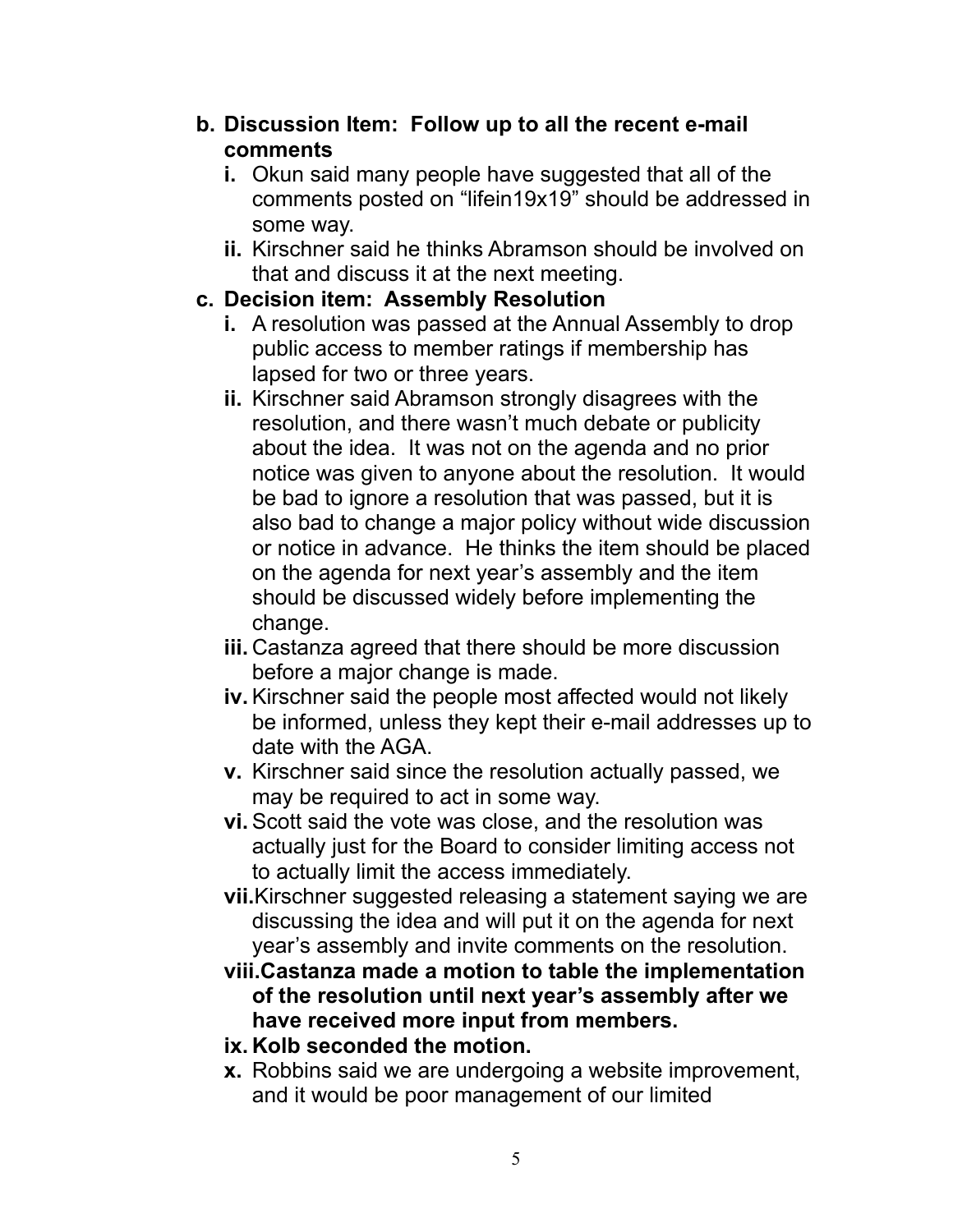b. **Discussion Item: Follow up to all the recent e-mail comments**
   i. Okun said many people have suggested that all of the comments posted on "lifein19x19" should be addressed in some way.
   ii. Kirschner said he thinks Abramson should be involved on that and discuss it at the next meeting.

c. **Decision item: Assembly Resolution**
   i. A resolution was passed at the Annual Assembly to drop public access to member ratings if membership has lapsed for two or three years.
   ii. Kirschner said Abramson strongly disagrees with the resolution, and there wasn't much debate or publicity about the idea. It was not on the agenda and no prior notice was given to anyone about the resolution. It would be bad to ignore a resolution that was passed, but it is also bad to change a major policy without wide discussion or notice in advance. He thinks the item should be placed on the agenda for next year's assembly and the item should be discussed widely before implementing the change.
   iii. Castanza agreed that there should be more discussion before a major change is made.
   iv. Kirschner said the people most affected would not likely be informed, unless they kept their e-mail addresses up to date with the AGA.
   v. Kirschner said since the resolution actually passed, we may be required to act in some way.
   vi. Scott said the vote was close, and the resolution was actually just for the Board to consider limiting access not to actually limit the access immediately.
   vii. Kirschner suggested releasing a statement saying we are discussing the idea and will put it on the agenda for next year's assembly and invite comments on the resolution.
   viii. **Castanza made a motion to table the implementation of the resolution until next year's assembly after we have received more input from members.**
   ix. **Kolb seconded the motion.**
   x. Robbins said we are undergoing a website improvement, and it would be poor management of our limited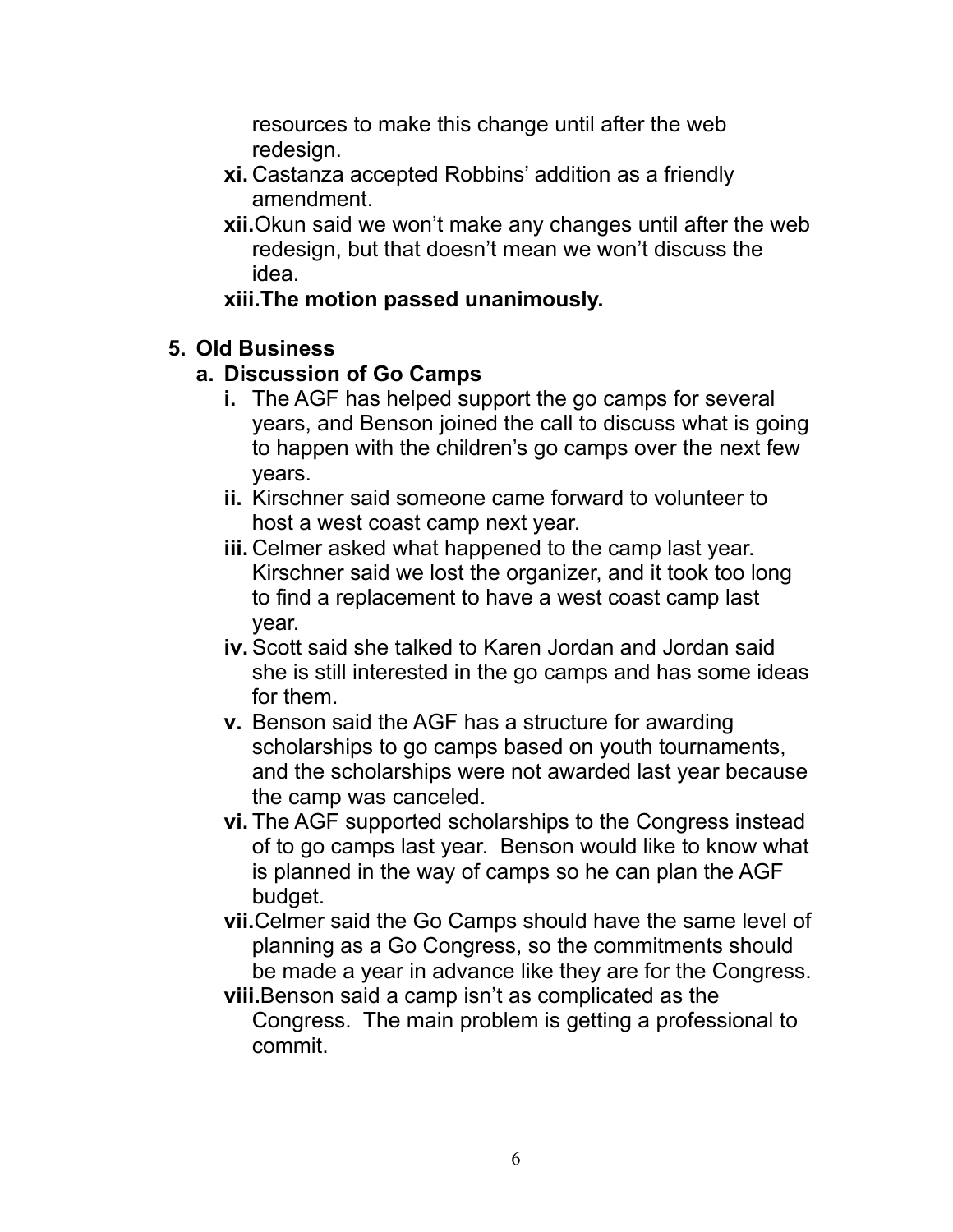resources to make this change until after the web redesign.

xi. Castanza accepted Robbins' addition as a friendly amendment.

xii. Okun said we won't make any changes until after the web redesign, but that doesn't mean we won't discuss the idea.

**xiii. The motion passed unanimously.**

**5. Old Business**

**a. Discussion of Go Camps**

**i.** The AGF has helped support the go camps for several years, and Benson joined the call to discuss what is going to happen with the children's go camps over the next few years.

**ii.** Kirschner said someone came forward to volunteer to host a west coast camp next year.

**iii.** Celmer asked what happened to the camp last year. Kirschner said we lost the organizer, and it took too long to find a replacement to have a west coast camp last year.

**iv.** Scott said she talked to Karen Jordan and Jordan said she is still interested in the go camps and has some ideas for them.

**v.** Benson said the AGF has a structure for awarding scholarships to go camps based on youth tournaments, and the scholarships were not awarded last year because the camp was canceled.

**vi.** The AGF supported scholarships to the Congress instead of to go camps last year. Benson would like to know what is planned in the way of camps so he can plan the AGF budget.

**vii.** Celmer said the Go Camps should have the same level of planning as a Go Congress, so the commitments should be made a year in advance like they are for the Congress.

**viii.** Benson said a camp isn't as complicated as the Congress. The main problem is getting a professional to commit.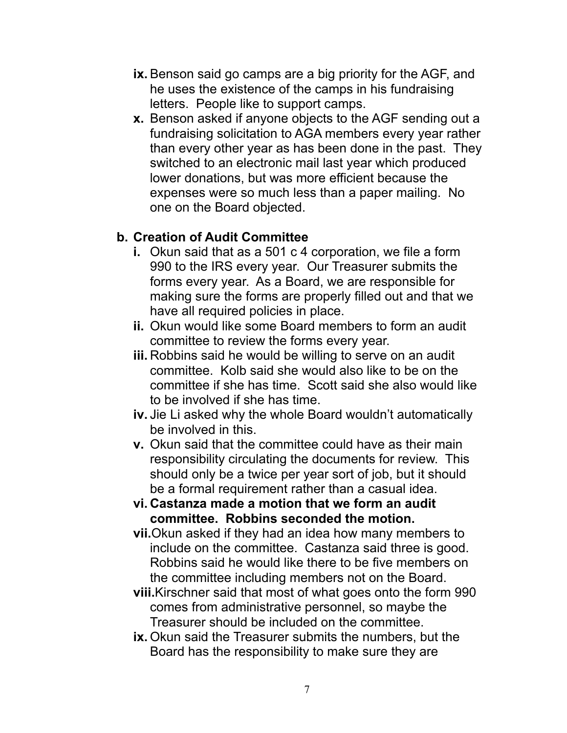- **ix.** Benson said go camps are a big priority for the AGF, and he uses the existence of the camps in his fundraising letters. People like to support camps.
- **x.** Benson asked if anyone objects to the AGF sending out a fundraising solicitation to AGA members every year rather than every other year as has been done in the past. They switched to an electronic mail last year which produced lower donations, but was more efficient because the expenses were so much less than a paper mailing. No one on the Board objected.

**b. Creation of Audit Committee**

- **i.** Okun said that as a 501 c 4 corporation, we file a form 990 to the IRS every year. Our Treasurer submits the forms every year. As a Board, we are responsible for making sure the forms are properly filled out and that we have all required policies in place.
- **ii.** Okun would like some Board members to form an audit committee to review the forms every year.
- **iii.** Robbins said he would be willing to serve on an audit committee. Kolb said she would also like to be on the committee if she has time. Scott said she also would like to be involved if she has time.
- **iv.** Jie Li asked why the whole Board wouldn't automatically be involved in this.
- **v.** Okun said that the committee could have as their main responsibility circulating the documents for review. This should only be a twice per year sort of job, but it should be a formal requirement rather than a casual idea.
- **vi. Castanza made a motion that we form an audit committee. Robbins seconded the motion.**
- **vii.** Okun asked if they had an idea how many members to include on the committee. Castanza said three is good. Robbins said he would like there to be five members on the committee including members not on the Board.
- **viii.** Kirschner said that most of what goes onto the form 990 comes from administrative personnel, so maybe the Treasurer should be included on the committee.
- **ix.** Okun said the Treasurer submits the numbers, but the Board has the responsibility to make sure they are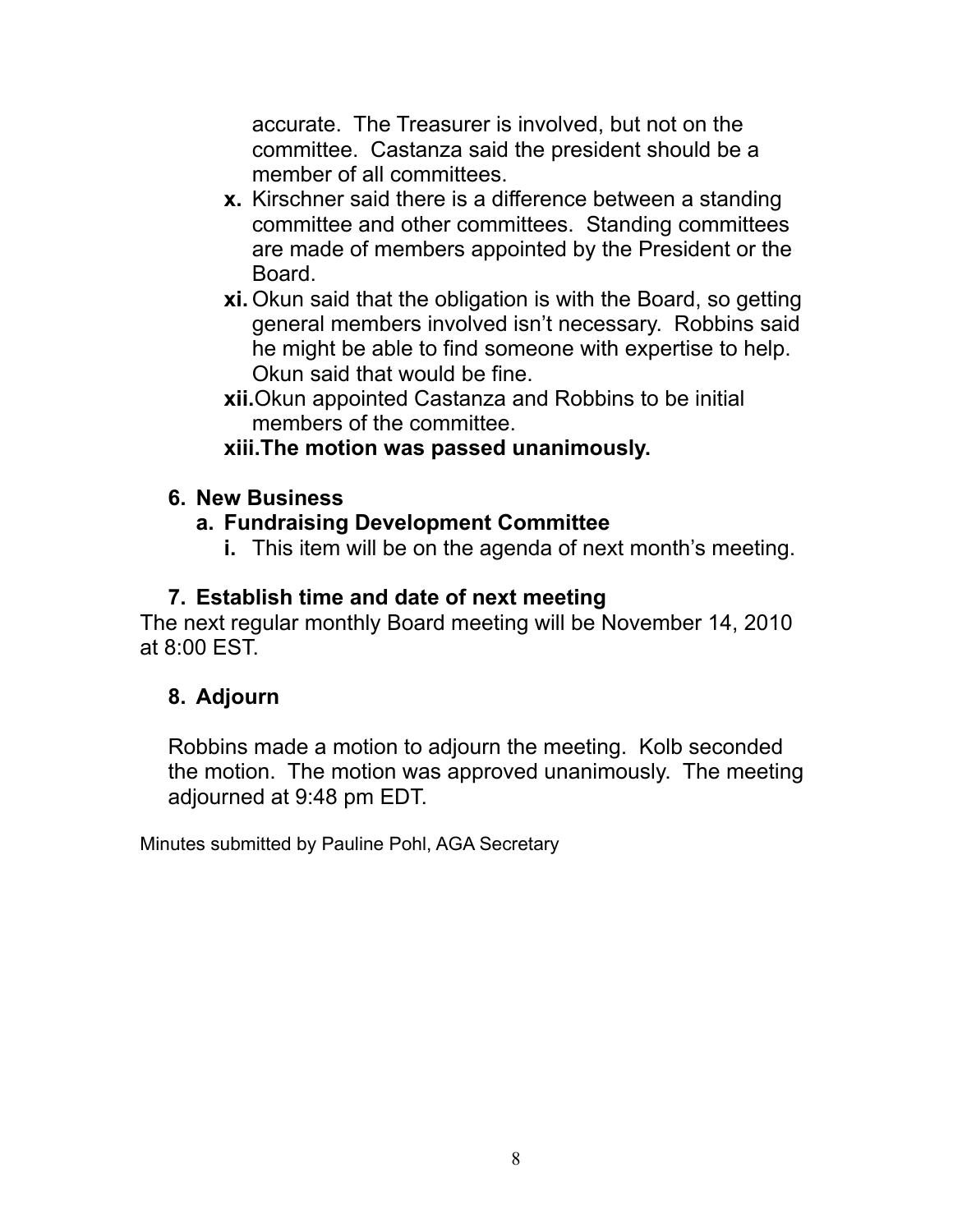accurate. The Treasurer is involved, but not on the committee. Castanza said the president should be a member of all committees.

- **x.** Kirschner said there is a difference between a standing committee and other committees. Standing committees are made of members appointed by the President or the Board.
- **xi.** Okun said that the obligation is with the Board, so getting general members involved isn't necessary. Robbins said he might be able to find someone with expertise to help. Okun said that would be fine.
- **xii.** Okun appointed Castanza and Robbins to be initial members of the committee.
- **xiii. The motion was passed unanimously.**

**6. New Business**

**a. Fundraising Development Committee**

- **i.** This item will be on the agenda of next month's meeting.

**7. Establish time and date of next meeting**

The next regular monthly Board meeting will be November 14, 2010 at 8:00 EST.

**8. Adjourn**

Robbins made a motion to adjourn the meeting. Kolb seconded the motion. The motion was approved unanimously. The meeting adjourned at 9:48 pm EDT.

Minutes submitted by Pauline Pohl, AGA Secretary